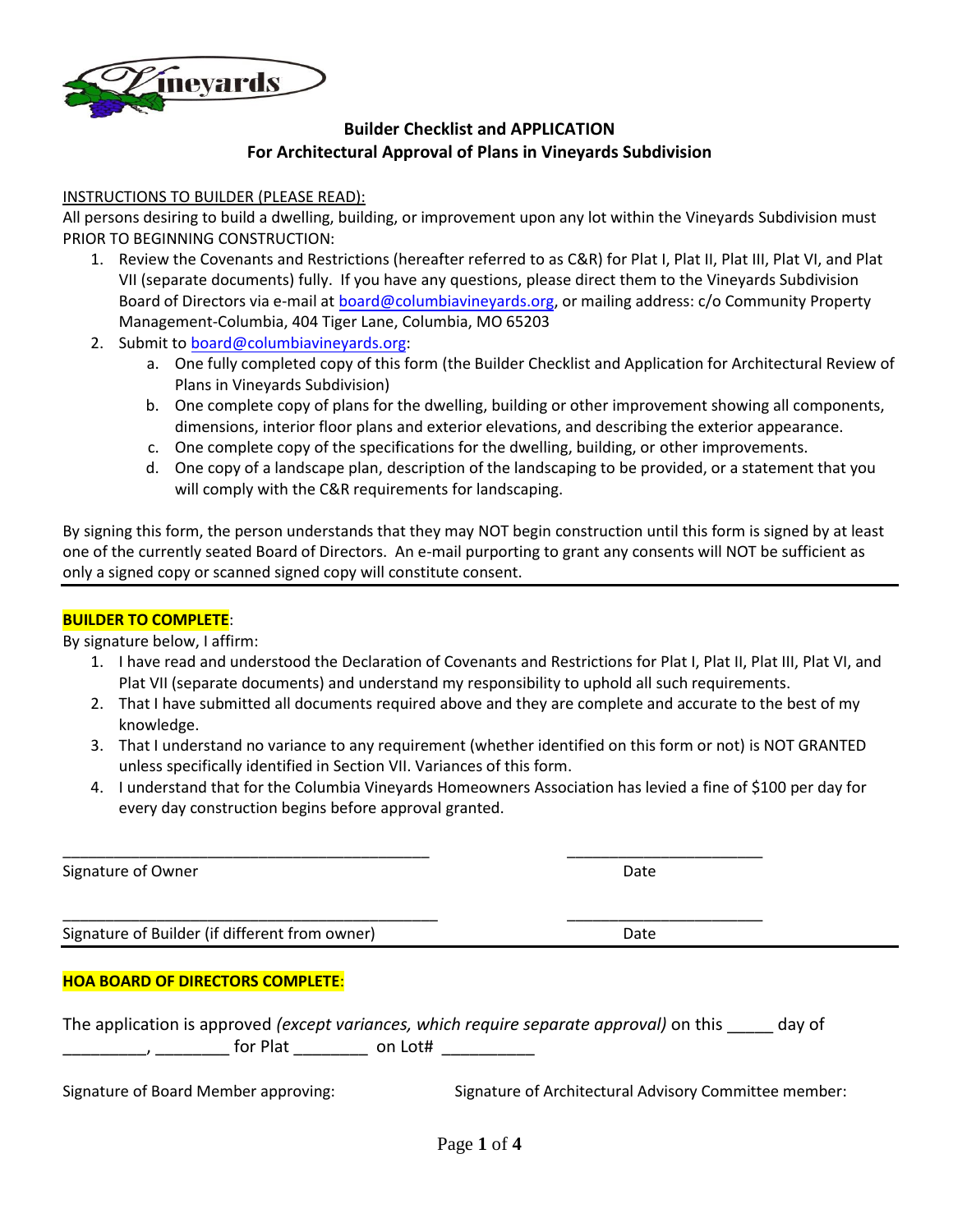**Builder Checklist and APPLICATION**
**For Architectural Approval of Plans in Vineyards Subdivision**

INSTRUCTIONS TO BUILDER (PLEASE READ):

All persons desiring to build a dwelling, building, or improvement upon any lot within the Vineyards Subdivision must PRIOR TO BEGINNING CONSTRUCTION:

1. Review the Covenants and Restrictions (hereafter referred to as C&R) for Plat I, Plat II, Plat III, Plat VI, and Plat VII (separate documents) fully. If you have any questions, please direct them to the Vineyards Subdivision Board of Directors via e-mail at board@columbiavineyards.org, or mailing address: c/o Community Property Management-Columbia, 404 Tiger Lane, Columbia, MO 65203
2. Submit to board@columbiavineyards.org:
   a. One fully completed copy of this form (the Builder Checklist and Application for Architectural Review of Plans in Vineyards Subdivision)
   b. One complete copy of plans for the dwelling, building or other improvement showing all components, dimensions, interior floor plans and exterior elevations, and describing the exterior appearance.
   c. One complete copy of the specifications for the dwelling, building, or other improvements.
   d. One copy of a landscape plan, description of the landscaping to be provided, or a statement that you will comply with the C&R requirements for landscaping.

By signing this form, the person understands that they may NOT begin construction until this form is signed by at least one of the currently seated Board of Directors. An e-mail purporting to grant any consents will NOT be sufficient as only a signed copy or scanned signed copy will constitute consent.

---

**BUILDER TO COMPLETE**:

By signature below, I affirm:

1. I have read and understood the Declaration of Covenants and Restrictions for Plat I, Plat II, Plat III, Plat VI, and Plat VII (separate documents) and understand my responsibility to uphold all such requirements.
2. That I have submitted all documents required above and they are complete and accurate to the best of my knowledge.
3. That I understand no variance to any requirement (whether identified on this form or not) is NOT GRANTED unless specifically identified in Section VII. Variances of this form.
4. I understand that for the Columbia Vineyards Homeowners Association has levied a fine of $100 per day for every day construction begins before approval granted.

\_\_\_\_\_\_\_\_\_\_\_\_\_\_\_\_\_\_\_\_\_\_\_\_\_\_\_\_\_\_\_\_\_\_\_\_\_\_\_\_\_\_\_ \_\_\_\_\_\_\_\_\_\_\_\_\_\_\_\_\_\_\_\_\_\_\_

Signature of Owner Date

\_\_\_\_\_\_\_\_\_\_\_\_\_\_\_\_\_\_\_\_\_\_\_\_\_\_\_\_\_\_\_\_\_\_\_\_\_\_\_\_\_\_\_ \_\_\_\_\_\_\_\_\_\_\_\_\_\_\_\_\_\_\_\_\_\_\_

Signature of Builder (if different from owner) Date

---

**HOA BOARD OF DIRECTORS COMPLETE**:

The application is approved *(except variances, which require separate approval)* on this \_\_\_\_\_ day of \_\_\_\_\_\_\_\_\_, \_\_\_\_\_\_\_\_ for Plat \_\_\_\_\_\_\_\_ on Lot# \_\_\_\_\_\_\_\_\_\_

Signature of Board Member approving: Signature of Architectural Advisory Committee member: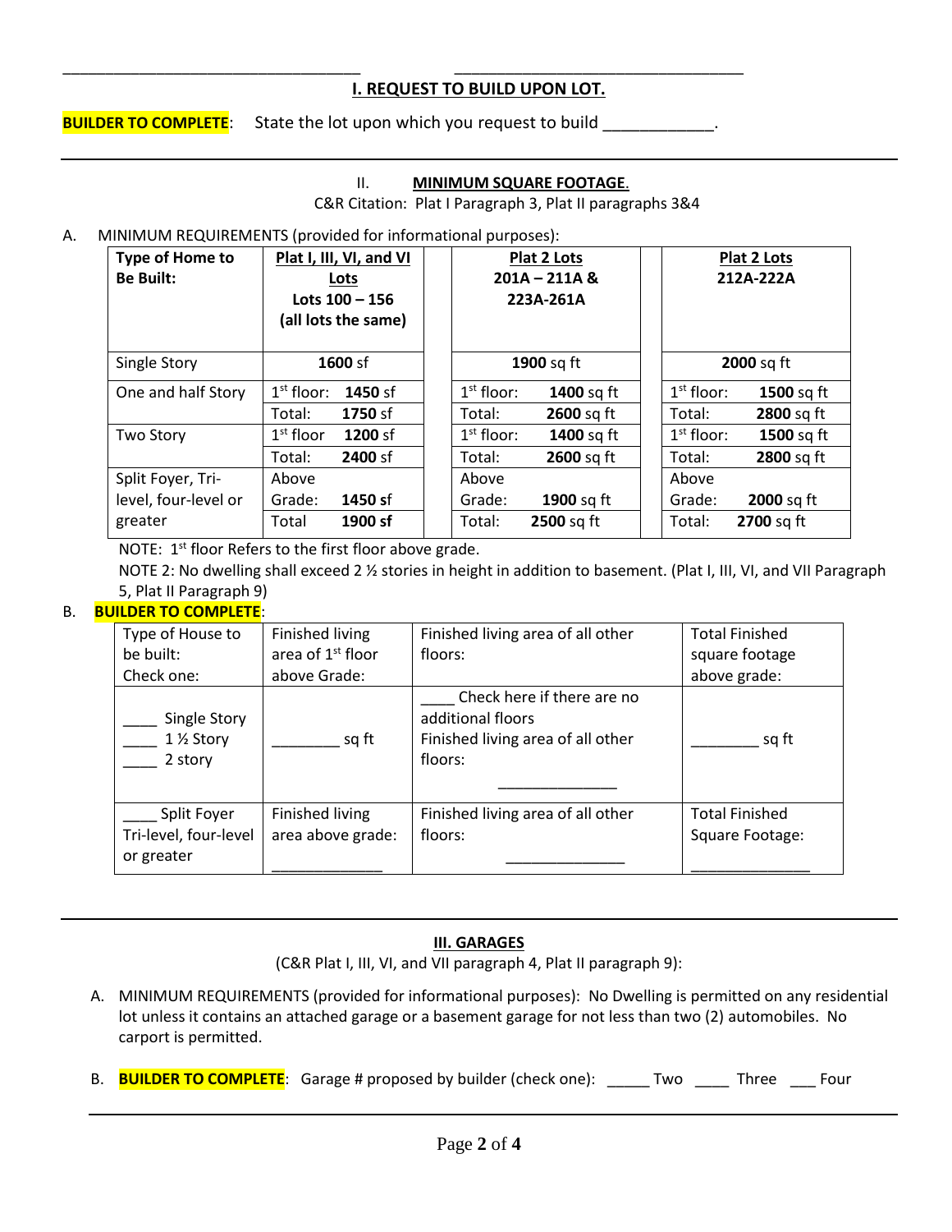_________________________________ _________________________________

## I. REQUEST TO BUILD UPON LOT.

**BUILDER TO COMPLETE**: State the lot upon which you request to build ____________.

---

## II. MINIMUM SQUARE FOOTAGE.

C&R Citation: Plat I Paragraph 3, Plat II paragraphs 3&4

A. MINIMUM REQUIREMENTS (provided for informational purposes):

| Type of Home to Be Built: | Plat I, III, VI, and VI Lots Lots 100 – 156 (all lots the same) | Plat 2 Lots 201A – 211A & 223A-261A | Plat 2 Lots 212A-222A |
|---|---|---|---|
| Single Story | **1600** sf | **1900** sq ft | **2000** sq ft |
| One and half Story | 1st floor: **1450** sf | 1st floor: **1400** sq ft | 1st floor: **1500** sq ft |
| | Total: **1750** sf | Total: **2600** sq ft | Total: **2800** sq ft |
| Two Story | 1st floor **1200** sf | 1st floor: **1400** sq ft | 1st floor: **1500** sq ft |
| | Total: **2400** sf | Total: **2600** sq ft | Total: **2800** sq ft |
| Split Foyer, Tri-level, four-level or greater | Above Grade: **1450** sf | Above Grade: **1900** sq ft | Above Grade: **2000** sq ft |
| | Total **1900** sf | Total: **2500** sq ft | Total: **2700** sq ft |

NOTE: 1st floor Refers to the first floor above grade.

NOTE 2: No dwelling shall exceed 2 ½ stories in height in addition to basement. (Plat I, III, VI, and VII Paragraph 5, Plat II Paragraph 9)

B. **BUILDER TO COMPLETE**:

| Type of House to be built: Check one: | Finished living area of 1st floor above Grade: | Finished living area of all other floors: | Total Finished square footage above grade: |
|---|---|---|---|
| ____ Single Story<br>____ 1 ½ Story<br>____ 2 story | ________ sq ft | ____ Check here if there are no additional floors<br>Finished living area of all other floors:<br>______________ | ________ sq ft |
| ____ Split Foyer Tri-level, four-level or greater | Finished living area above grade:<br>_____________ | Finished living area of all other floors:<br>______________ | Total Finished Square Footage:<br>______________ |

---

## III. GARAGES

(C&R Plat I, III, VI, and VII paragraph 4, Plat II paragraph 9):

A. MINIMUM REQUIREMENTS (provided for informational purposes): No Dwelling is permitted on any residential lot unless it contains an attached garage or a basement garage for not less than two (2) automobiles. No carport is permitted.

B. **BUILDER TO COMPLETE**: Garage # proposed by builder (check one): _____ Two ____ Three ___ Four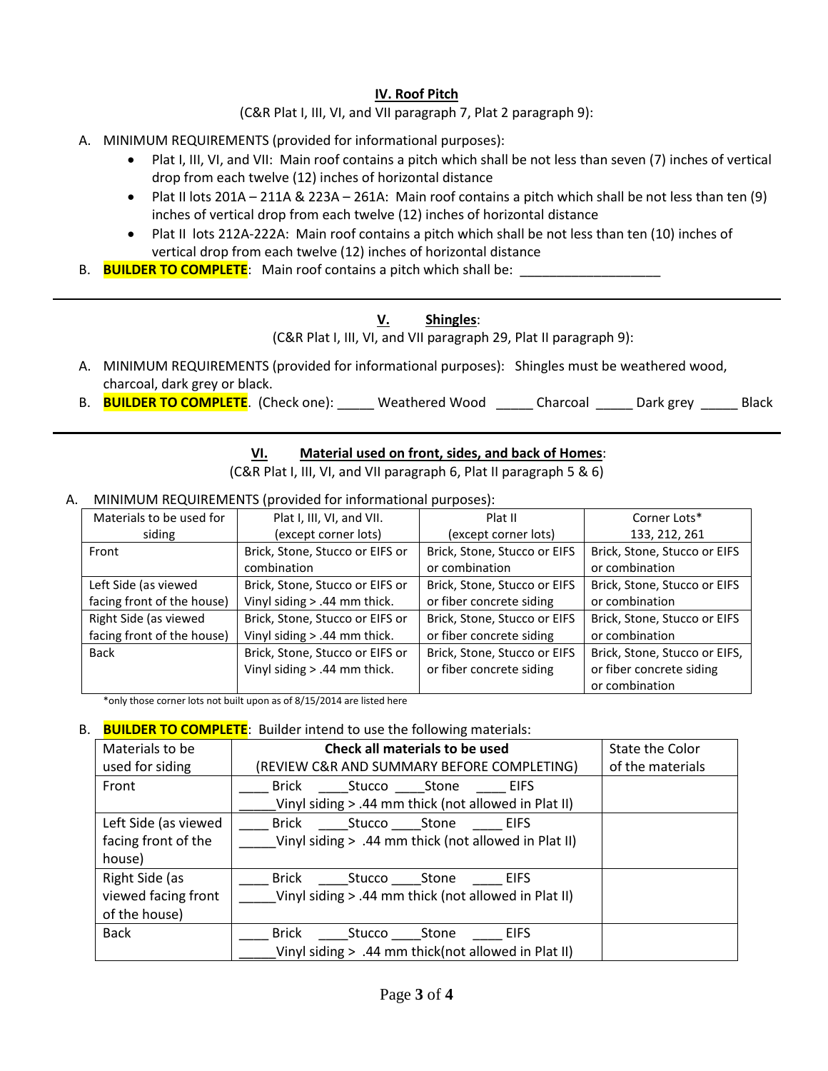## IV. Roof Pitch

(C&R Plat I, III, VI, and VII paragraph 7, Plat 2 paragraph 9):

A. MINIMUM REQUIREMENTS (provided for informational purposes):
   - Plat I, III, VI, and VII: Main roof contains a pitch which shall be not less than seven (7) inches of vertical drop from each twelve (12) inches of horizontal distance
   - Plat II lots 201A – 211A & 223A – 261A: Main roof contains a pitch which shall be not less than ten (9) inches of vertical drop from each twelve (12) inches of horizontal distance
   - Plat II lots 212A-222A: Main roof contains a pitch which shall be not less than ten (10) inches of vertical drop from each twelve (12) inches of horizontal distance

B. **BUILDER TO COMPLETE**: Main roof contains a pitch which shall be: ___________________

---

## V. Shingles:

(C&R Plat I, III, VI, and VII paragraph 29, Plat II paragraph 9):

A. MINIMUM REQUIREMENTS (provided for informational purposes): Shingles must be weathered wood, charcoal, dark grey or black.

B. **BUILDER TO COMPLETE**. (Check one): _____ Weathered Wood _____ Charcoal _____ Dark grey _____ Black

---

## VI. Material used on front, sides, and back of Homes:

(C&R Plat I, III, VI, and VII paragraph 6, Plat II paragraph 5 & 6)

A. MINIMUM REQUIREMENTS (provided for informational purposes):

| Materials to be used for siding | Plat I, III, VI, and VII. (except corner lots) | Plat II (except corner lots) | Corner Lots* 133, 212, 261 |
|---|---|---|---|
| Front | Brick, Stone, Stucco or EIFS or combination | Brick, Stone, Stucco or EIFS or combination | Brick, Stone, Stucco or EIFS or combination |
| Left Side (as viewed facing front of the house) | Brick, Stone, Stucco or EIFS or Vinyl siding > .44 mm thick. | Brick, Stone, Stucco or EIFS or fiber concrete siding | Brick, Stone, Stucco or EIFS or combination |
| Right Side (as viewed facing front of the house) | Brick, Stone, Stucco or EIFS or Vinyl siding > .44 mm thick. | Brick, Stone, Stucco or EIFS or fiber concrete siding | Brick, Stone, Stucco or EIFS or combination |
| Back | Brick, Stone, Stucco or EIFS or Vinyl siding > .44 mm thick. | Brick, Stone, Stucco or EIFS or fiber concrete siding | Brick, Stone, Stucco or EIFS, or fiber concrete siding or combination |

*only those corner lots not built upon as of 8/15/2014 are listed here

B. **BUILDER TO COMPLETE**: Builder intend to use the following materials:

| Materials to be used for siding | **Check all materials to be used** (REVIEW C&R AND SUMMARY BEFORE COMPLETING) | State the Color of the materials |
|---|---|---|
| Front | ____ Brick ____Stucco ____Stone ____ EIFS _____Vinyl siding > .44 mm thick (not allowed in Plat II) | |
| Left Side (as viewed facing front of the house) | ____ Brick ____Stucco ____Stone ____ EIFS _____Vinyl siding > .44 mm thick (not allowed in Plat II) | |
| Right Side (as viewed facing front of the house) | ____ Brick ____Stucco ____Stone ____ EIFS _____Vinyl siding > .44 mm thick (not allowed in Plat II) | |
| Back | ____ Brick ____Stucco ____Stone ____ EIFS _____Vinyl siding > .44 mm thick(not allowed in Plat II) | |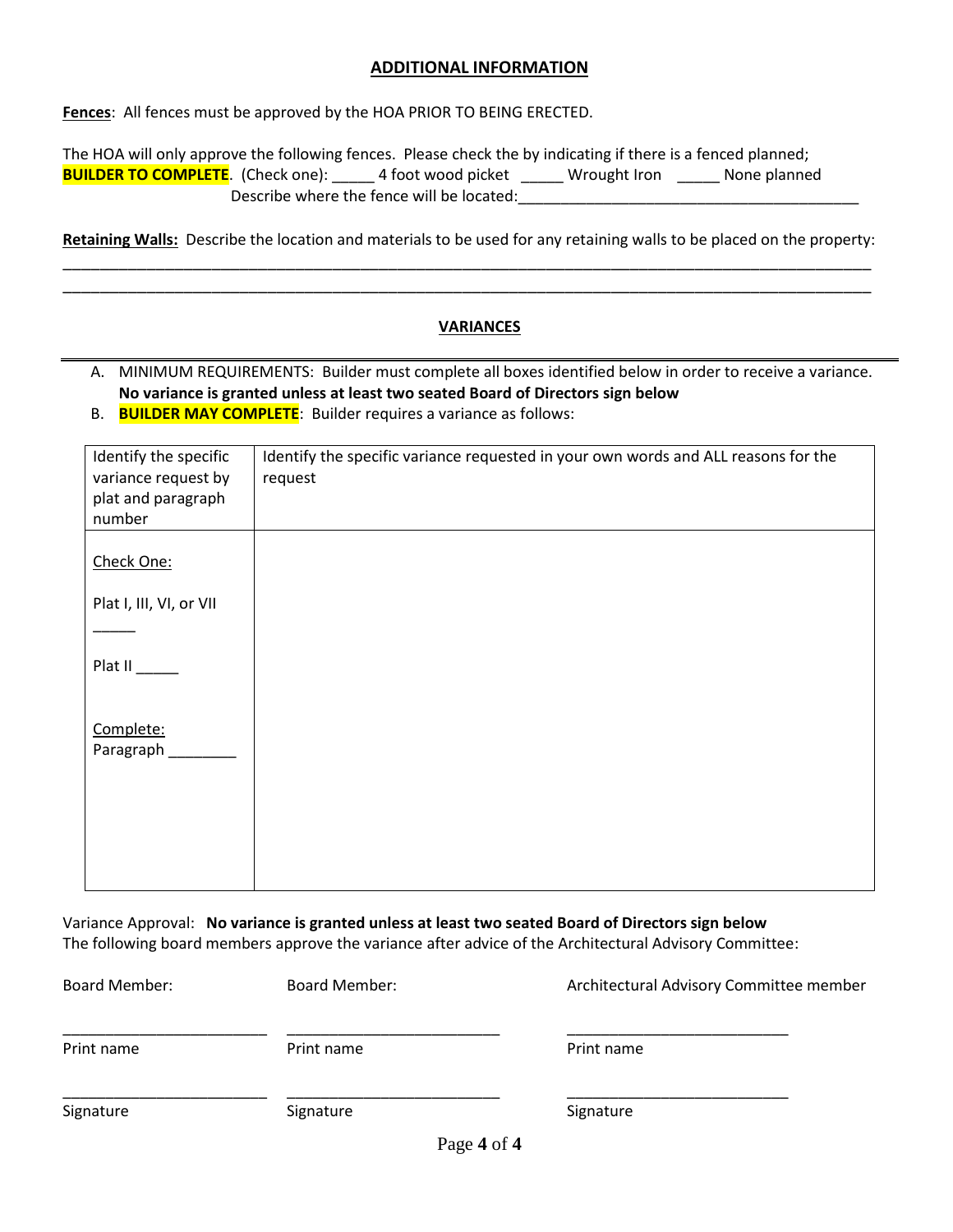## ADDITIONAL INFORMATION

**Fences**: All fences must be approved by the HOA PRIOR TO BEING ERECTED.

The HOA will only approve the following fences. Please check the by indicating if there is a fenced planned; **BUILDER TO COMPLETE**. (Check one): _____ 4 foot wood picket _____ Wrought Iron _____ None planned

Describe where the fence will be located:________________________________________

**Retaining Walls:** Describe the location and materials to be used for any retaining walls to be placed on the property:

____________________________________________________________________________________________

____________________________________________________________________________________________

## VARIANCES

A. MINIMUM REQUIREMENTS: Builder must complete all boxes identified below in order to receive a variance. **No variance is granted unless at least two seated Board of Directors sign below**
B. **BUILDER MAY COMPLETE**: Builder requires a variance as follows:

| Identify the specific variance request by plat and paragraph number | Identify the specific variance requested in your own words and ALL reasons for the request |
|---|---|
| Check One:<br><br>Plat I, III, VI, or VII _____<br><br>Plat II _____<br><br>Complete:<br>Paragraph ________ | |

Variance Approval: **No variance is granted unless at least two seated Board of Directors sign below**
The following board members approve the variance after advice of the Architectural Advisory Committee:

| Board Member: | Board Member: | Architectural Advisory Committee member |
|---|---|---|
| ________________________ | ________________________ | ________________________ |
| Print name | Print name | Print name |
| ________________________ | ________________________ | ________________________ |
| Signature | Signature | Signature |